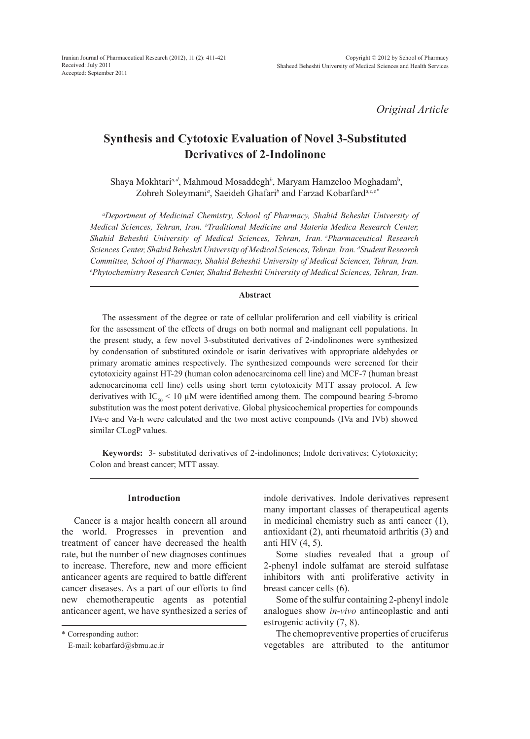*Original Article*

# Synthesis and Cytotoxic Evaluation of Novel 3-Substituted Derivatives of 2-Indolinone

Shaya Mokhtari[a,d], Mahmoud Mosaddegh[b], Maryam Hamzeloo Moghadam[b], Zohreh Soleymani[a], Saeideh Ghafari[b] and Farzad Kobarfard[a,c,e]*

*[a]Department of Medicinal Chemistry, School of Pharmacy, Shahid Beheshti University of Medical Sciences, Tehran, Iran. [b]Traditional Medicine and Materia Medica Research Center, Shahid Beheshti University of Medical Sciences, Tehran, Iran. [c]Pharmaceutical Research Sciences Center, Shahid Beheshti University of Medical Sciences, Tehran, Iran. [d]Student Research Committee, School of Pharmacy, Shahid Beheshti University of Medical Sciences, Tehran, Iran. [e]Phytochemistry Research Center, Shahid Beheshti University of Medical Sciences, Tehran, Iran.*

### Abstract

The assessment of the degree or rate of cellular proliferation and cell viability is critical for the assessment of the effects of drugs on both normal and malignant cell populations. In the present study, a few novel 3-substituted derivatives of 2-indolinones were synthesized by condensation of substituted oxindole or isatin derivatives with appropriate aldehydes or primary aromatic amines respectively. The synthesized compounds were screened for their cytotoxicity against HT-29 (human colon adenocarcinoma cell line) and MCF-7 (human breast adenocarcinoma cell line) cells using short term cytotoxicity MTT assay protocol. A few derivatives with $IC_{50}$ < 10 μM were identified among them. The compound bearing 5-bromo substitution was the most potent derivative. Global physicochemical properties for compounds IVa-e and Va-h were calculated and the two most active compounds (IVa and IVb) showed similar CLogP values.

**Keywords:** 3- substituted derivatives of 2-indolinones; Indole derivatives; Cytotoxicity; Colon and breast cancer; MTT assay.

## Introduction

Cancer is a major health concern all around the world. Progresses in prevention and treatment of cancer have decreased the health rate, but the number of new diagnoses continues to increase. Therefore, new and more efficient anticancer agents are required to battle different cancer diseases. As a part of our efforts to find new chemotherapeutic agents as potential anticancer agent, we have synthesized a series of indole derivatives. Indole derivatives represent many important classes of therapeutical agents in medicinal chemistry such as anti cancer (1), antioxidant (2), anti rheumatoid arthritis (3) and anti HIV (4, 5).

Some studies revealed that a group of 2-phenyl indole sulfamat are steroid sulfatase inhibitors with anti proliferative activity in breast cancer cells (6).

Some of the sulfur containing 2-phenyl indole analogues show *in-vivo* antineoplastic and anti estrogenic activity (7, 8).

The chemopreventive properties of cruciferus vegetables are attributed to the antitumor

\* Corresponding author:
E-mail: kobarfard@sbmu.ac.ir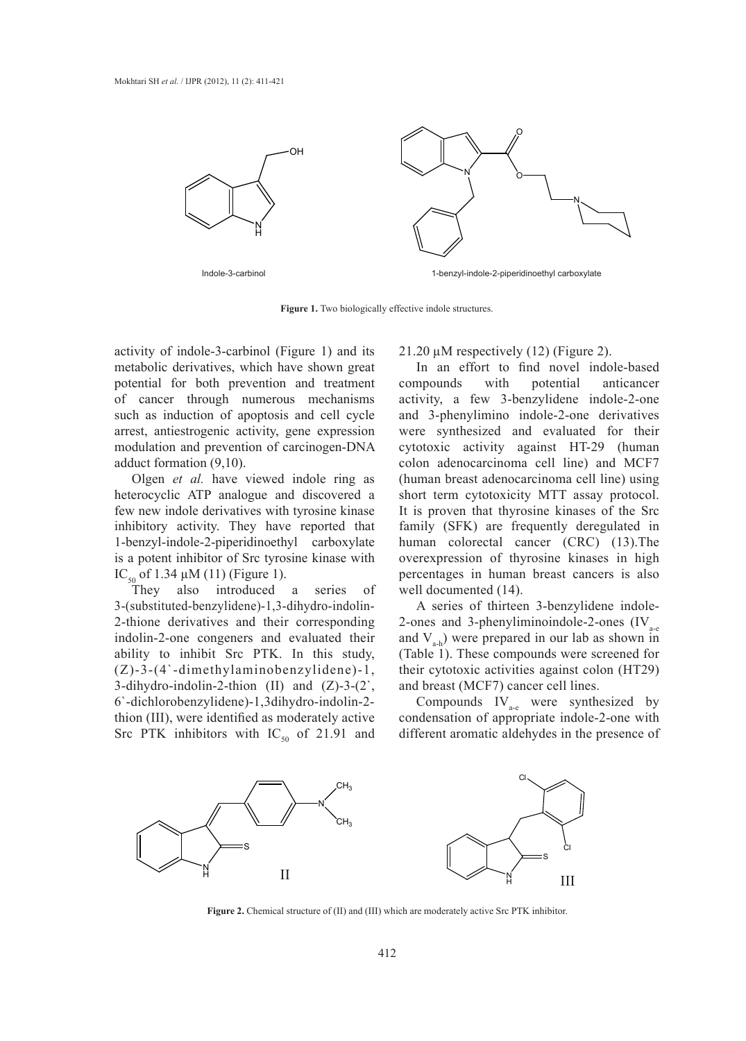Indole-3-carbinol

1-benzyl-indole-2-piperidinoethyl carboxylate

**Figure 1.** Two biologically effective indole structures.

activity of indole-3-carbinol (Figure 1) and its metabolic derivatives, which have shown great potential for both prevention and treatment of cancer through numerous mechanisms such as induction of apoptosis and cell cycle arrest, antiestrogenic activity, gene expression modulation and prevention of carcinogen-DNA adduct formation (9,10).

Olgen *et al.* have viewed indole ring as heterocyclic ATP analogue and discovered a few new indole derivatives with tyrosine kinase inhibitory activity. They have reported that 1-benzyl-indole-2-piperidinoethyl carboxylate is a potent inhibitor of Src tyrosine kinase with $IC_{50}$ of 1.34 µM (11) (Figure 1).

They also introduced a series of 3-(substituted-benzylidene)-1,3-dihydro-indolin-2-thione derivatives and their corresponding indolin-2-one congeners and evaluated their ability to inhibit Src PTK. In this study, (Z)-3-(4`-dimethylaminobenzylidene)-1, 3-dihydro-indolin-2-thion (II) and (Z)-3-(2`, 6`-dichlorobenzylidene)-1,3dihydro-indolin-2-thion (III), were identified as moderately active Src PTK inhibitors with $IC_{50}$ of 21.91 and 21.20 µM respectively (12) (Figure 2).

In an effort to find novel indole-based compounds with potential anticancer activity, a few 3-benzylidene indole-2-one and 3-phenylimino indole-2-one derivatives were synthesized and evaluated for their cytotoxic activity against HT-29 (human colon adenocarcinoma cell line) and MCF7 (human breast adenocarcinoma cell line) using short term cytotoxicity MTT assay protocol. It is proven that thyrosine kinases of the Src family (SFK) are frequently deregulated in human colorectal cancer (CRC) (13).The overexpression of thyrosine kinases in high percentages in human breast cancers is also well documented (14).

A series of thirteen 3-benzylidene indole-2-ones and 3-phenyliminoindole-2-ones ($IV_{a-e}$ and $V_{a-h}$) were prepared in our lab as shown in (Table 1). These compounds were screened for their cytotoxic activities against colon (HT29) and breast (MCF7) cancer cell lines.

Compounds $IV_{a-e}$ were synthesized by condensation of appropriate indole-2-one with different aromatic aldehydes in the presence of

**Figure 2.** Chemical structure of (II) and (III) which are moderately active Src PTK inhibitor.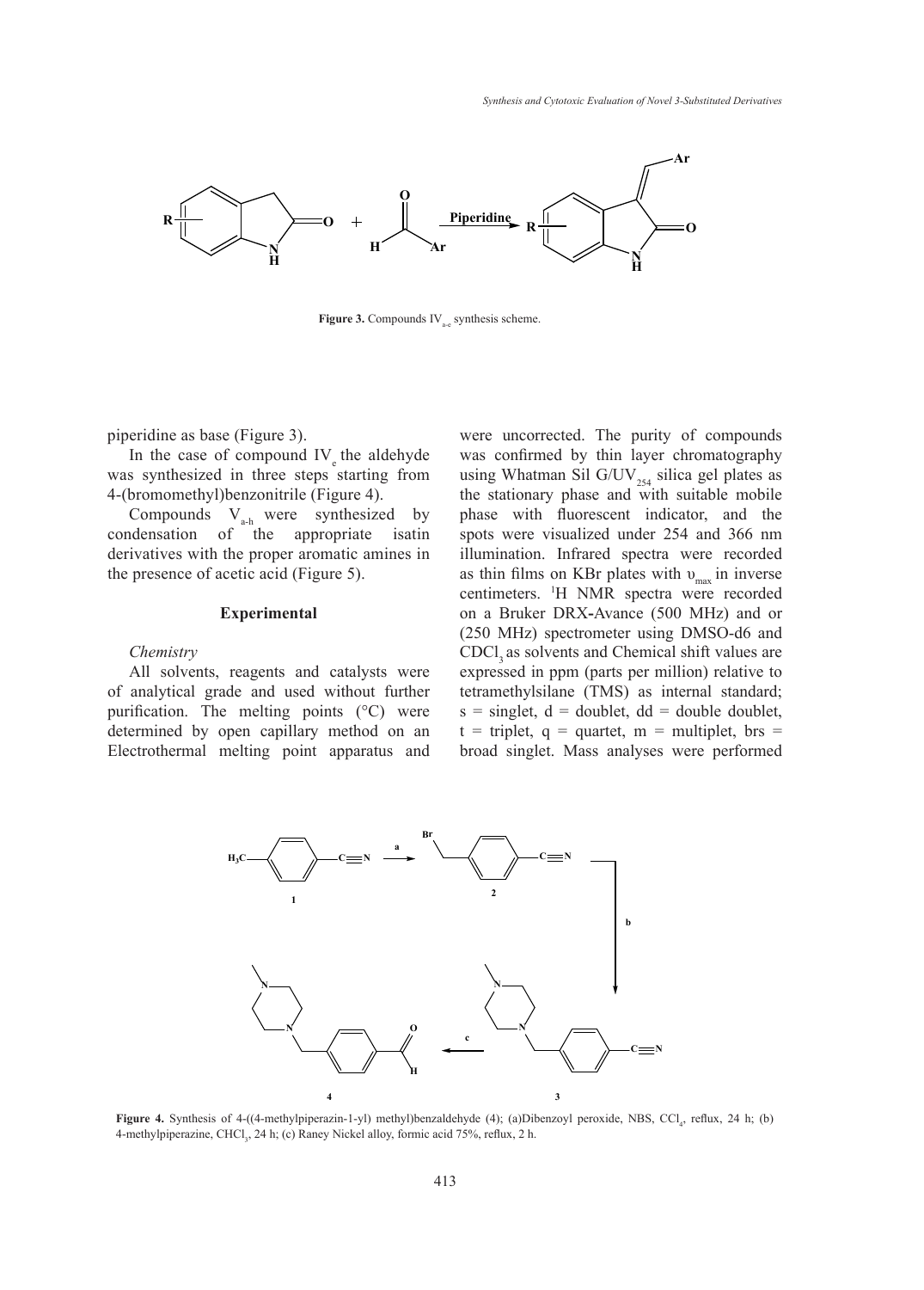**Figure 3.** Compounds $IV_{a-e}$ synthesis scheme.

piperidine as base (Figure 3).

In the case of compound $IV_e$ the aldehyde was synthesized in three steps starting from 4-(bromomethyl)benzonitrile (Figure 4).

Compounds $V_{a-h}$ were synthesized by condensation of the appropriate isatin derivatives with the proper aromatic amines in the presence of acetic acid (Figure 5).

## Experimental

### *Chemistry*

All solvents, reagents and catalysts were of analytical grade and used without further purification. The melting points (°C) were determined by open capillary method on an Electrothermal melting point apparatus and were uncorrected. The purity of compounds was confirmed by thin layer chromatography using Whatman Sil G/$UV_{254}$ silica gel plates as the stationary phase and with suitable mobile phase with fluorescent indicator, and the spots were visualized under 254 and 366 nm illumination. Infrared spectra were recorded as thin films on KBr plates with $\upsilon_{max}$ in inverse centimeters. $^{1}$H NMR spectra were recorded on a Bruker DRX-Avance (500 MHz) and or (250 MHz) spectrometer using DMSO-d6 and $CDCl_3$ as solvents and Chemical shift values are expressed in ppm (parts per million) relative to tetramethylsilane (TMS) as internal standard; s = singlet, d = doublet, dd = double doublet, t = triplet, q = quartet, m = multiplet, brs = broad singlet. Mass analyses were performed

**Figure 4.** Synthesis of 4-((4-methylpiperazin-1-yl) methyl)benzaldehyde (4); (a)Dibenzoyl peroxide, NBS, $CCl_4$, reflux, 24 h; (b) 4-methylpiperazine, $CHCl_3$, 24 h; (c) Raney Nickel alloy, formic acid 75%, reflux, 2 h.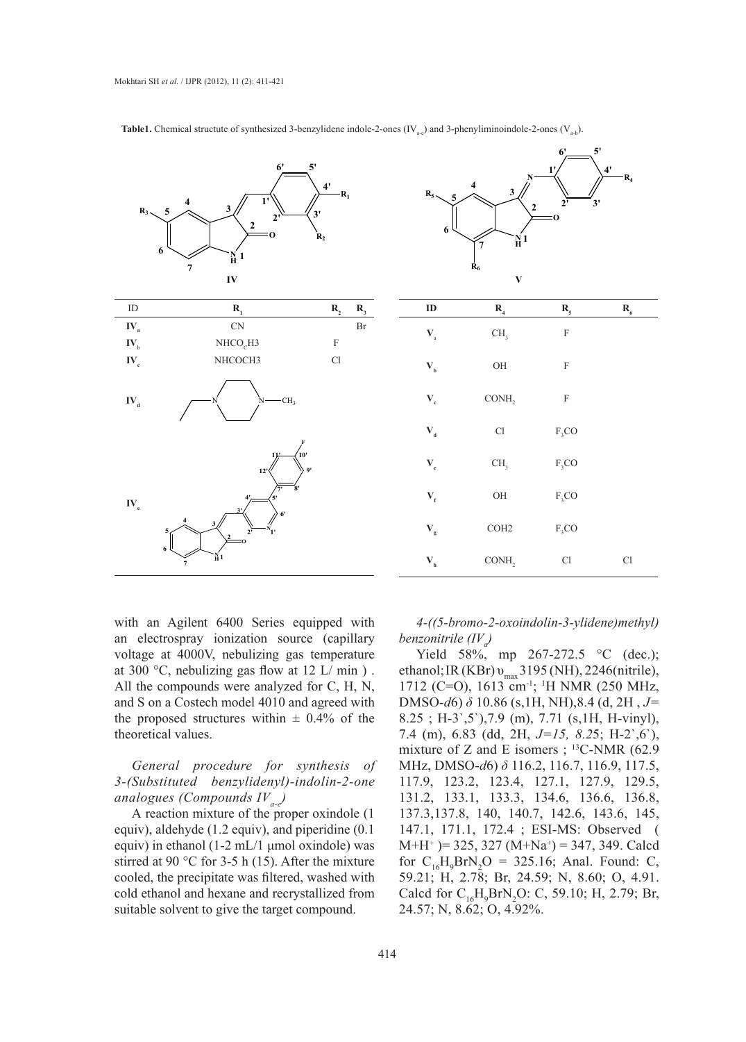**Table1.** Chemical structute of synthesized 3-benzylidene indole-2-ones ($IV_{a-e}$) and 3-phenyliminoindole-2-ones ($V_{a-h}$).

| ID | $R_1$ | $R_2$ | $R_3$ |
|---|---|---|---|
| $IV_a$ | CN | | Br |
| $IV_b$ | $NHCO_cH3$ | F | |
| $IV_c$ | NHCOCH3 | Cl | |
| $IV_d$ | | | |
| $IV_e$ | | | |

| ID | $R_4$ | $R_5$ | $R_6$ |
|---|---|---|---|
| $V_a$ | $CH_3$ | F | |
| $V_b$ | OH | F | |
| $V_c$ | $CONH_2$ | F | |
| $V_d$ | Cl | $F_3CO$ | |
| $V_e$ | $CH_3$ | $F_3CO$ | |
| $V_f$ | OH | $F_3CO$ | |
| $V_g$ | COH2 | $F_3CO$ | |
| $V_h$ | $CONH_2$ | Cl | Cl |

with an Agilent 6400 Series equipped with an electrospray ionization source (capillary voltage at 4000V, nebulizing gas temperature at 300 °C, nebulizing gas flow at 12 L/ min ) . All the compounds were analyzed for C, H, N, and S on a Costech model 4010 and agreed with the proposed structures within ± 0.4% of the theoretical values.

*General procedure for synthesis of 3-(Substituted benzylidenyl)-indolin-2-one analogues (Compounds $IV_{a-e}$)*

A reaction mixture of the proper oxindole (1 equiv), aldehyde (1.2 equiv), and piperidine (0.1 equiv) in ethanol (1-2 mL/1 μmol oxindole) was stirred at 90 °C for 3-5 h (15). After the mixture cooled, the precipitate was filtered, washed with cold ethanol and hexane and recrystallized from suitable solvent to give the target compound.

*4-((5-bromo-2-oxoindolin-3-ylidene)methyl) benzonitrile ($IV_a$)*

Yield 58%, mp 267-272.5 °C (dec.); ethanol; IR (KBr) $\upsilon_{max}$ 3195 (NH), 2246(nitrile), 1712 (C=O), 1613 $cm^{-1}$; $^1H$ NMR (250 MHz, DMSO-*d*6) $\delta$ 10.86 (s,1H, NH),8.4 (d, 2H , *J*= 8.25 ; H-3`,5`),7.9 (m), 7.71 (s,1H, H-vinyl), 7.4 (m), 6.83 (dd, 2H, *J=15, 8.25*; H-2`,6`), mixture of Z and E isomers ; $^{13}C$-NMR (62.9 MHz, DMSO-*d*6) $\delta$ 116.2, 116.7, 116.9, 117.5, 117.9, 123.2, 123.4, 127.1, 127.9, 129.5, 131.2, 133.1, 133.3, 134.6, 136.6, 136.8, 137.3,137.8, 140, 140.7, 142.6, 143.6, 145, 147.1, 171.1, 172.4 ; ESI-MS: Observed ( $M+H^+$ )= 325, 327 ($M+Na^+$) = 347, 349. Calcd for $C_{16}H_9BrN_2O$ = 325.16; Anal. Found: C, 59.21; H, 2.78; Br, 24.59; N, 8.60; O, 4.91. Calcd for $C_{16}H_9BrN_2O$: C, 59.10; H, 2.79; Br, 24.57; N, 8.62; O, 4.92%.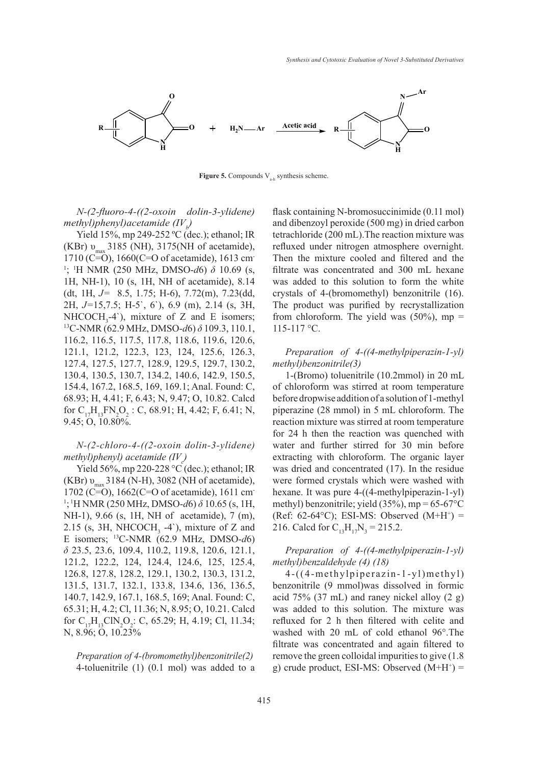Figure 5. Compounds $V_{a-h}$ synthesis scheme.

*N-(2-fluoro-4-((2-oxoin dolin-3-ylidene) methyl)phenyl)acetamide ($IV_b$)*

Yield 15%, mp 249-252 ºC (dec.); ethanol; IR (KBr) $\upsilon_{max}$ 3185 (NH), 3175(NH of acetamide), 1710 (C=O), 1660(C=O of acetamide), 1613 cm$^{-1}$; $^1$H NMR (250 MHz, DMSO-*d*6) $\delta$ 10.69 (s, 1H, NH-1), 10 (s, 1H, NH of acetamide), 8.14 (dt, 1H, *J*= 8.5, 1.75; H-6), 7.72(m), 7.23(dd, 2H, *J*=15,7.5; H-5`, 6`), 6.9 (m), 2.14 (s, 3H, $NHCOCH_3$-4`), mixture of Z and E isomers; $^{13}$C-NMR (62.9 MHz, DMSO-*d*6) $\delta$ 109.3, 110.1, 116.2, 116.5, 117.5, 117.8, 118.6, 119.6, 120.6, 121.1, 121.2, 122.3, 123, 124, 125.6, 126.3, 127.4, 127.5, 127.7, 128.9, 129.5, 129.7, 130.2, 130.4, 130.5, 130.7, 134.2, 140.6, 142.9, 150.5, 154.4, 167.2, 168.5, 169, 169.1; Anal. Found: C, 68.93; H, 4.41; F, 6.43; N, 9.47; O, 10.82. Calcd for $C_{17}H_{13}FN_2O_2$ : C, 68.91; H, 4.42; F, 6.41; N, 9.45; O, 10.80%.

*N-(2-chloro-4-((2-oxoin dolin-3-ylidene) methyl)phenyl) acetamide ($IV_c$)*

Yield 56%, mp 220-228 °C (dec.); ethanol; IR (KBr) $\upsilon_{max}$ 3184 (N-H), 3082 (NH of acetamide), 1702 (C=O), 1662(C=O of acetamide), 1611 cm$^{-1}$; $^1$H NMR (250 MHz, DMSO-*d*6) $\delta$ 10.65 (s, 1H, NH-1), 9.66 (s, 1H, NH of acetamide), 7 (m), 2.15 (s, 3H, $NHCOCH_3$ -4`), mixture of Z and E isomers; $^{13}$C-NMR (62.9 MHz, DMSO-*d*6) $\delta$ 23.5, 23.6, 109.4, 110.2, 119.8, 120.6, 121.1, 121.2, 122.2, 124, 124.4, 124.6, 125, 125.4, 126.8, 127.8, 128.2, 129.1, 130.2, 130.3, 131.2, 131.5, 131.7, 132.1, 133.8, 134.6, 136, 136.5, 140.7, 142.9, 167.1, 168.5, 169; Anal. Found: C, 65.31; H, 4.2; Cl, 11.36; N, 8.95; O, 10.21. Calcd for $C_{17}H_{13}ClN_2O_2$: C, 65.29; H, 4.19; Cl, 11.34; N, 8.96; O, 10.23%

*Preparation of 4-(bromomethyl)benzonitrile(2)*

4-toluenitrile (1) (0.1 mol) was added to a flask containing N-bromosuccinimide (0.11 mol) and dibenzoyl peroxide (500 mg) in dried carbon tetrachloride (200 mL).The reaction mixture was refluxed under nitrogen atmosphere overnight. Then the mixture cooled and filtered and the filtrate was concentrated and 300 mL hexane was added to this solution to form the white crystals of 4-(bromomethyl) benzonitrile (16). The product was purified by recrystallization from chloroform. The yield was (50%), mp = 115-117 °C.

*Preparation of 4-((4-methylpiperazin-1-yl) methyl)benzonitrile(3)*

1-(Bromo) toluenitrile (10.2mmol) in 20 mL of chloroform was stirred at room temperature before dropwise addition of a solution of 1-methyl piperazine (28 mmol) in 5 mL chloroform. The reaction mixture was stirred at room temperature for 24 h then the reaction was quenched with water and further stirred for 30 min before extracting with chloroform. The organic layer was dried and concentrated (17). In the residue were formed crystals which were washed with hexane. It was pure 4-((4-methylpiperazin-1-yl) methyl) benzonitrile; yield (35%), mp = 65-67°C (Ref: 62-64°C); ESI-MS: Observed ($M+H^+$) = 216. Calcd for $C_{13}H_{17}N_3$ = 215.2.

*Preparation of 4-((4-methylpiperazin-1-yl) methyl)benzaldehyde (4) (18)*

4-((4-methylpiperazin-1-yl)methyl) benzonitrile (9 mmol)was dissolved in formic acid 75% (37 mL) and raney nickel alloy (2 g) was added to this solution. The mixture was refluxed for 2 h then filtered with celite and washed with 20 mL of cold ethanol 96°.The filtrate was concentrated and again filtered to remove the green colloidal impurities to give (1.8 g) crude product, ESI-MS: Observed ($M+H^+$) =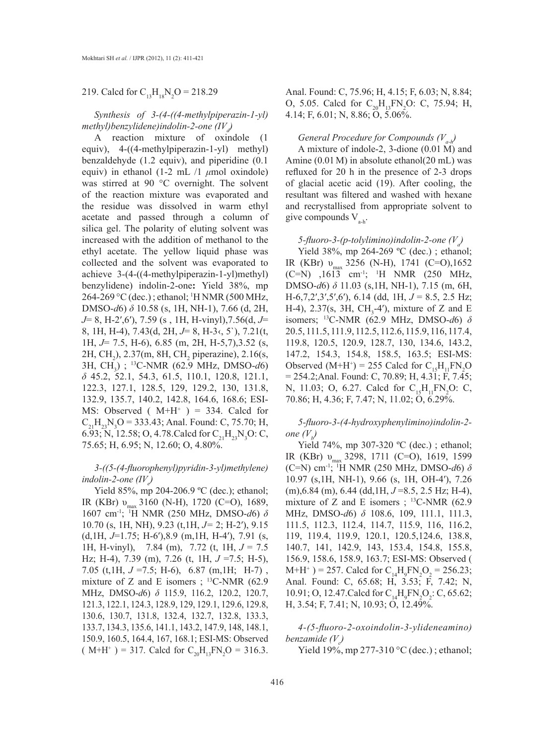219. Calcd for $C_{13}H_{18}N_2O$ = 218.29

*Synthesis of 3-(4-((4-methylpiperazin-1-yl) methyl)benzylidene)indolin-2-one ($IV_d$)*

A reaction mixture of oxindole (1 equiv), 4-((4-methylpiperazin-1-yl) methyl) benzaldehyde (1.2 equiv), and piperidine (0.1 equiv) in ethanol (1-2 mL /1 $\mu$mol oxindole) was stirred at 90 °C overnight. The solvent of the reaction mixture was evaporated and the residue was dissolved in warm ethyl acetate and passed through a column of silica gel. The polarity of eluting solvent was increased with the addition of methanol to the ethyl acetate. The yellow liquid phase was collected and the solvent was evaporated to achieve 3-(4-((4-methylpiperazin-1-yl)methyl) benzylidene) indolin-2-one**:** Yield 38%, mp 264-269 °C (dec.) ; ethanol; [1]H NMR (500 MHz, DMSO-*d6*) $\delta$ 10.58 (s, 1H, NH-1), 7.66 (d, 2H, *J*= 8, H-2′,6′), 7.59 (s , 1H, H-vinyl),7.56(d, *J*= 8, 1H, H-4), 7.43(d, 2H, *J*= 8, H-3‹, 5`), 7.21(t, 1H, *J*= 7.5, H-6), 6.85 (m, 2H, H-5,7),3.52 (s, 2H, $CH_2$), 2.37(m, 8H, $CH_2$ piperazine), 2.16(s, 3H, $CH_3$) ; [13]C-NMR (62.9 MHz, DMSO-*d6*) $\delta$ 45.2, 52.1, 54.3, 61.5, 110.1, 120.8, 121.1, 122.3, 127.1, 128.5, 129, 129.2, 130, 131.8, 132.9, 135.7, 140.2, 142.8, 164.6, 168.6; ESI-MS: Observed ( $M+H^+$ ) = 334. Calcd for $C_{21}H_{23}N_3O$ = 333.43; Anal. Found: C, 75.70; H, 6.93; N, 12.58; O, 4.78.Calcd for $C_{21}H_{23}N_3O$: C, 75.65; H, 6.95; N, 12.60; O, 4.80%.

*3-((5-(4-fluorophenyl)pyridin-3-yl)methylene) indolin-2-one ($IV_e$)*

Yield 85%, mp 204-206.9 ºC (dec.); ethanol; IR (KBr) $\upsilon_{max}$ 3160 (N-H), 1720 (C=O), 1689, 1607 $cm^{-1}$; [1]H NMR (250 MHz, DMSO-*d6*) $\delta$ 10.70 (s, 1H, NH), 9.23 (t,1H, *J*= 2; H-2′), 9.15 (d,1H, *J*=1.75; H-6′),8.9 (m,1H, H-4′), 7.91 (s, 1H, H-vinyl), 7.84 (m), 7.72 (t, 1H, *J* = 7.5 Hz; H-4), 7.39 (m), 7.26 (t, 1H, *J* =7.5; H-5), 7.05 (t,1H, *J* =7.5; H-6), 6.87 (m,1H; H-7) , mixture of Z and E isomers ; [13]C-NMR (62.9 MHz, DMSO-*d6*) $\delta$ 115.9, 116.2, 120.2, 120.7, 121.3, 122.1, 124.3, 128.9, 129, 129.1, 129.6, 129.8, 130.6, 130.7, 131.8, 132.4, 132.7, 132.8, 133.3, 133.7, 134.3, 135.6, 141.1, 143.2, 147.9, 148, 148.1, 150.9, 160.5, 164.4, 167, 168.1; ESI-MS: Observed ( $M+H^+$ ) = 317. Calcd for $C_{20}H_{13}FN_2O$ = 316.3. Anal. Found: C, 75.96; H, 4.15; F, 6.03; N, 8.84; O, 5.05. Calcd for $C_{20}H_{13}FN_2O$: C, 75.94; H, 4.14; F, 6.01; N, 8.86; O, 5.06%.

*General Procedure for Compounds ($V_{a-h}$)*

A mixture of indole-2, 3-dione (0.01 M) and Amine (0.01 M) in absolute ethanol(20 mL) was refluxed for 20 h in the presence of 2-3 drops of glacial acetic acid (19). After cooling, the resultant was filtered and washed with hexane and recrystallised from appropriate solvent to give compounds $V_{a-h}$.

*5-fluoro-3-(p-tolylimino)indolin-2-one ($V_a$)*

Yield 38%, mp 264-269 ºC (dec.) ; ethanol; IR (KBr) $\upsilon_{max}$ 3256 (N-H), 1741 (C=O),1652 (C=N) ,1613 $cm^{-1}$; [1]H NMR (250 MHz, DMSO-*d6*) $\delta$ 11.03 (s,1H, NH-1), 7.15 (m, 6H, H-6,7,2′,3′,5′,6′), 6.14 (dd, 1H, *J* = 8.5, 2.5 Hz; H-4), 2.37(s, 3H, $CH_3$-4′), mixture of Z and E isomers; [13]C-NMR (62.9 MHz, DMSO-*d6*) $\delta$ 20.5, 111.5, 111.9, 112.5, 112.6, 115.9, 116, 117.4, 119.8, 120.5, 120.9, 128.7, 130, 134.6, 143.2, 147.2, 154.3, 154.8, 158.5, 163.5; ESI-MS: Observed ($M+H^+$) = 255 Calcd for $C_{15}H_{11}FN_2O$ = 254.2;Anal. Found: C, 70.89; H, 4.31; F, 7.45; N, 11.03; O, 6.27. Calcd for $C_{15}H_{11}FN_2O$: C, 70.86; H, 4.36; F, 7.47; N, 11.02; O, 6.29%.

*5-fluoro-3-(4-hydroxyphenylimino)indolin-2-one ($V_b$)*

Yield 74%, mp 307-320 ºC (dec.) ; ethanol; IR (KBr) $\upsilon_{max}$ 3298, 1711 (C=O), 1619, 1599 (C=N) $cm^{-1}$; [1]H NMR (250 MHz, DMSO-*d6*) $\delta$ 10.97 (s,1H, NH-1), 9.66 (s, 1H, OH-4′), 7.26 (m),6.84 (m), 6.44 (dd,1H, *J* =8.5, 2.5 Hz; H-4), mixture of Z and E isomers ; [13]C-NMR (62.9 MHz, DMSO-*d6*) $\delta$ 108.6, 109, 111.1, 111.3, 111.5, 112.3, 112.4, 114.7, 115.9, 116, 116.2, 119, 119.4, 119.9, 120.1, 120.5,124.6, 138.8, 140.7, 141, 142.9, 143, 153.4, 154.8, 155.8, 156.9, 158.6, 158.9, 163.7; ESI-MS: Observed ( $M+H^+$ ) = 257. Calcd for $C_{14}H_9FN_2O_2$ = 256.23; Anal. Found: C, 65.68; H, 3.53; F, 7.42; N, 10.91; O, 12.47.Calcd for $C_{14}H_9FN_2O_2$: C, 65.62; H, 3.54; F, 7.41; N, 10.93; O, 12.49%.

*4-(5-fluoro-2-oxoindolin-3-ylideneamino) benzamide ($V_c$)*

Yield 19%, mp 277-310 °C (dec.) ; ethanol;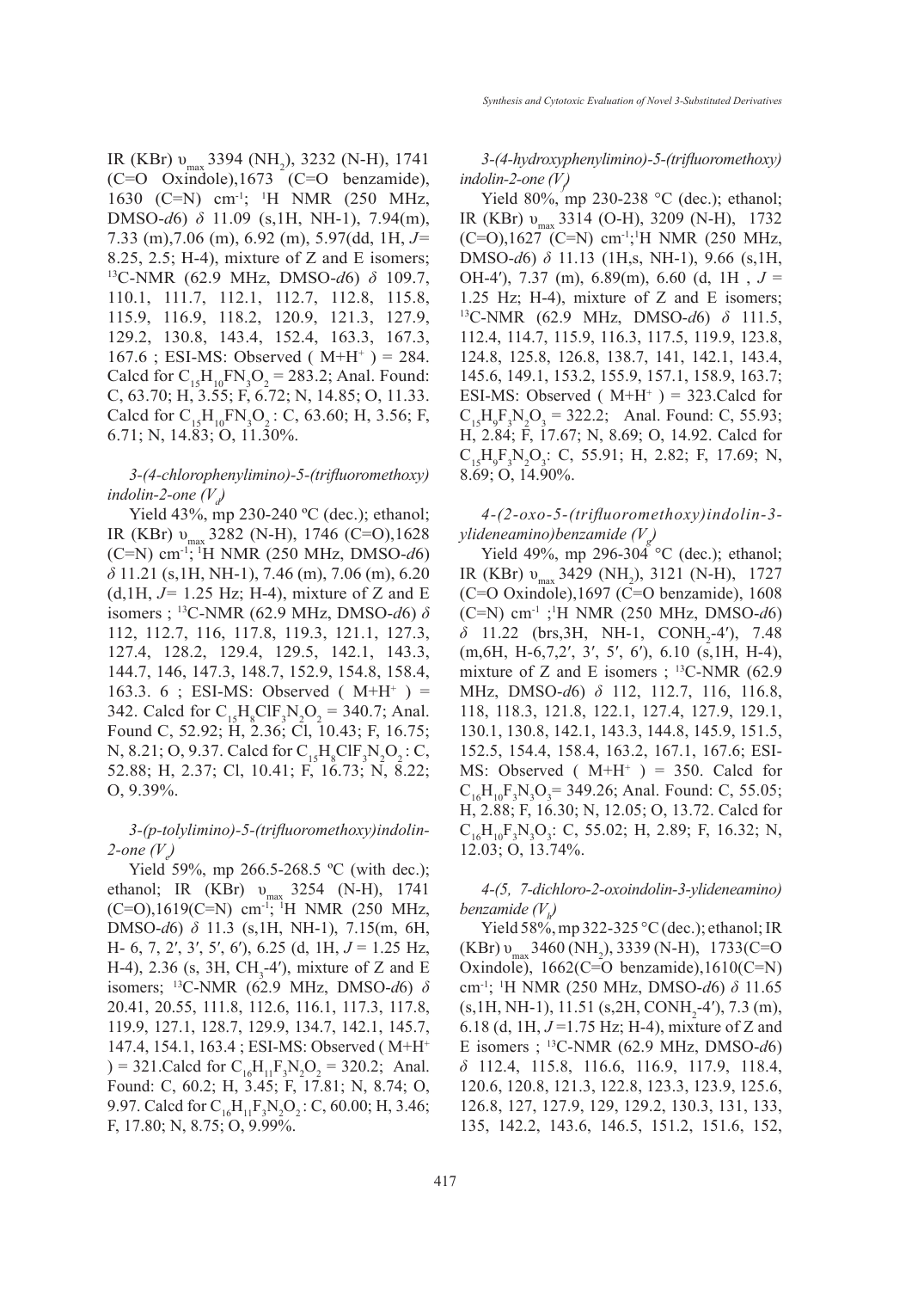IR (KBr) $\upsilon_{max}$ 3394 ($NH_2$), 3232 (N-H), 1741 (C=O Oxindole),1673 (C=O benzamide), 1630 (C=N) $cm^{-1}$; $^1H$ NMR (250 MHz, DMSO-*d*6) $\delta$ 11.09 (s,1H, NH-1), 7.94(m), 7.33 (m),7.06 (m), 6.92 (m), 5.97(dd, 1H, *J*= 8.25, 2.5; H-4), mixture of Z and E isomers; $^{13}C$-NMR (62.9 MHz, DMSO-*d*6) $\delta$ 109.7, 110.1, 111.7, 112.1, 112.7, 112.8, 115.8, 115.9, 116.9, 118.2, 120.9, 121.3, 127.9, 129.2, 130.8, 143.4, 152.4, 163.3, 167.3, 167.6 ; ESI-MS: Observed ( $M+H^+$ ) = 284. Calcd for $C_{15}H_{10}FN_3O_2$ = 283.2; Anal. Found: C, 63.70; H, 3.55; F, 6.72; N, 14.85; O, 11.33. Calcd for $C_{15}H_{10}FN_3O_2$ : C, 63.60; H, 3.56; F, 6.71; N, 14.83; O, 11.30%.

*3-(4-chlorophenylimino)-5-(trifluoromethoxy) indolin-2-one ($V_d$)*

Yield 43%, mp 230-240 ºC (dec.); ethanol; IR (KBr) $\upsilon_{max}$ 3282 (N-H), 1746 (C=O),1628 (C=N) $cm^{-1}$; $^1H$ NMR (250 MHz, DMSO-*d*6) $\delta$ 11.21 (s,1H, NH-1), 7.46 (m), 7.06 (m), 6.20 (d,1H, *J*= 1.25 Hz; H-4), mixture of Z and E isomers ; $^{13}C$-NMR (62.9 MHz, DMSO-*d*6) $\delta$ 112, 112.7, 116, 117.8, 119.3, 121.1, 127.3, 127.4, 128.2, 129.4, 129.5, 142.1, 143.3, 144.7, 146, 147.3, 148.7, 152.9, 154.8, 158.4, 163.3. 6 ; ESI-MS: Observed ( $M+H^+$ ) = 342. Calcd for $C_{15}H_8ClF_3N_2O_2$ = 340.7; Anal. Found C, 52.92; H, 2.36; Cl, 10.43; F, 16.75; N, 8.21; O, 9.37. Calcd for $C_{15}H_8ClF_3N_2O_2$ : C, 52.88; H, 2.37; Cl, 10.41; F, 16.73; N, 8.22; O, 9.39%.

*3-(p-tolylimino)-5-(trifluoromethoxy)indolin-2-one ($V_e$)*

Yield 59%, mp 266.5-268.5 ºC (with dec.); ethanol; IR (KBr) $\upsilon_{max}$ 3254 (N-H), 1741 (C=O),1619(C=N) $cm^{-1}$; $^1H$ NMR (250 MHz, DMSO-*d*6) $\delta$ 11.3 (s,1H, NH-1), 7.15(m, 6H, H- 6, 7, 2′, 3′, 5′, 6′), 6.25 (d, 1H, *J* = 1.25 Hz, H-4), 2.36 (s, 3H, $CH_3$-4′), mixture of Z and E isomers; $^{13}C$-NMR (62.9 MHz, DMSO-*d*6) $\delta$ 20.41, 20.55, 111.8, 112.6, 116.1, 117.3, 117.8, 119.9, 127.1, 128.7, 129.9, 134.7, 142.1, 145.7, 147.4, 154.1, 163.4 ; ESI-MS: Observed ( $M+H^+$ ) = 321.Calcd for $C_{16}H_{11}F_3N_2O_2$ = 320.2; Anal. Found: C, 60.2; H, 3.45; F, 17.81; N, 8.74; O, 9.97. Calcd for $C_{16}H_{11}F_3N_2O_2$ : C, 60.00; H, 3.46; F, 17.80; N, 8.75; O, 9.99%.

*3-(4-hydroxyphenylimino)-5-(trifluoromethoxy) indolin-2-one ($V_f$)*

Yield 80%, mp 230-238 °C (dec.); ethanol; IR (KBr) $\upsilon_{max}$ 3314 (O-H), 3209 (N-H), 1732 (C=O),1627 (C=N) $cm^{-1}$;$^1H$ NMR (250 MHz, DMSO-*d*6) $\delta$ 11.13 (1H,s, NH-1), 9.66 (s,1H, OH-4′), 7.37 (m), 6.89(m), 6.60 (d, 1H , *J* = 1.25 Hz; H-4), mixture of Z and E isomers; $^{13}C$-NMR (62.9 MHz, DMSO-*d*6) $\delta$ 111.5, 112.4, 114.7, 115.9, 116.3, 117.5, 119.9, 123.8, 124.8, 125.8, 126.8, 138.7, 141, 142.1, 143.4, 145.6, 149.1, 153.2, 155.9, 157.1, 158.9, 163.7; ESI-MS: Observed ( $M+H^+$ ) = 323.Calcd for $C_{15}H_9F_3N_2O_3$ = 322.2; Anal. Found: C, 55.93; H, 2.84; F, 17.67; N, 8.69; O, 14.92. Calcd for $C_{15}H_9F_3N_2O_3$: C, 55.91; H, 2.82; F, 17.69; N, 8.69; O, 14.90%.

*4-(2-oxo-5-(trifluoromethoxy)indolin-3-ylideneamino)benzamide ($V_g$)*

Yield 49%, mp 296-304 °C (dec.); ethanol; IR (KBr) $\upsilon_{max}$ 3429 ($NH_2$), 3121 (N-H), 1727 (C=O Oxindole),1697 (C=O benzamide), 1608 (C=N) $cm^{-1}$ ;$^1H$ NMR (250 MHz, DMSO-*d*6) $\delta$ 11.22 (brs,3H, NH-1, $CONH_2$-4′), 7.48 (m,6H, H-6,7,2′, 3′, 5′, 6′), 6.10 (s,1H, H-4), mixture of Z and E isomers ; $^{13}C$-NMR (62.9 MHz, DMSO-*d*6) $\delta$ 112, 112.7, 116, 116.8, 118, 118.3, 121.8, 122.1, 127.4, 127.9, 129.1, 130.1, 130.8, 142.1, 143.3, 144.8, 145.9, 151.5, 152.5, 154.4, 158.4, 163.2, 167.1, 167.6; ESI-MS: Observed ( $M+H^+$ ) = 350. Calcd for $C_{16}H_{10}F_3N_3O_3$= 349.26; Anal. Found: C, 55.05; H, 2.88; F, 16.30; N, 12.05; O, 13.72. Calcd for $C_{16}H_{10}F_3N_3O_3$: C, 55.02; H, 2.89; F, 16.32; N, 12.03; O, 13.74%.

*4-(5, 7-dichloro-2-oxoindolin-3-ylideneamino) benzamide ($V_h$)*

Yield 58%, mp 322-325 °C (dec.); ethanol; IR (KBr) $\upsilon_{max}$ 3460 ($NH_2$), 3339 (N-H), 1733(C=O Oxindole), 1662(C=O benzamide),1610(C=N) $cm^{-1}$; $^1H$ NMR (250 MHz, DMSO-*d*6) $\delta$ 11.65 (s,1H, NH-1), 11.51 (s,2H, $CONH_2$-4′), 7.3 (m), 6.18 (d, 1H, *J* =1.75 Hz; H-4), mixture of Z and E isomers ; $^{13}C$-NMR (62.9 MHz, DMSO-*d*6) $\delta$ 112.4, 115.8, 116.6, 116.9, 117.9, 118.4, 120.6, 120.8, 121.3, 122.8, 123.3, 123.9, 125.6, 126.8, 127, 127.9, 129, 129.2, 130.3, 131, 133, 135, 142.2, 143.6, 146.5, 151.2, 151.6, 152,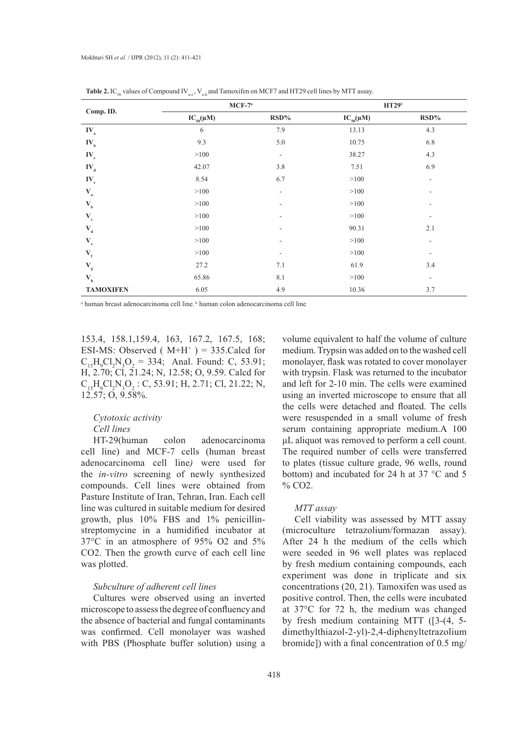**Table 2.** $IC_{50}$ values of Compound $IV_{a-e}$, $V_{a-h}$ and Tamoxifen on MCF7 and HT29 cell lines by MTT assay.

| Comp. ID. | MCF-7[a] | | HT29[b] | |
|---|---|---|---|---|
| | $IC_{50}$(μM) | RSD% | $IC_{50}$(μM) | RSD% |
| $IV_a$ | 6 | 7.9 | 13.13 | 4.3 |
| $IV_b$ | 9.3 | 5.0 | 10.75 | 6.8 |
| $IV_c$ | >100 | - | 38.27 | 4.3 |
| $IV_d$ | 42.07 | 3.8 | 7.51 | 6.9 |
| $IV_e$ | 8.54 | 6.7 | >100 | - |
| $V_a$ | >100 | - | >100 | - |
| $V_b$ | >100 | - | >100 | - |
| $V_c$ | >100 | - | >100 | - |
| $V_d$ | >100 | - | 90.31 | 2.1 |
| $V_e$ | >100 | - | >100 | - |
| $V_f$ | >100 | - | >100 | - |
| $V_g$ | 27.2 | 7.1 | 61.9 | 3.4 |
| $V_h$ | 65.86 | 8.1 | >100 | - |
| **TAMOXIFEN** | 6.05 | 4.9 | 10.36 | 3.7 |

[a] human breast adenocarcinoma cell line. [b] human colon adenocarcinoma cell line

153.4, 158.1,159.4, 163, 167.2, 167.5, 168; ESI-MS: Observed ( $M+H^+$ ) = 335.Calcd for $C_{15}H_9Cl_2N_3O_2$ = 334; Anal. Found: C, 53.91; H, 2.70; Cl, 21.24; N, 12.58; O, 9.59. Calcd for $C_{15}H_9Cl_2N_3O_2$ : C, 53.91; H, 2.71; Cl, 21.22; N, 12.57; O, 9.58%.

### *Cytotoxic activity*

#### *Cell lines*

HT-29(human colon adenocarcinoma cell line) and MCF-7 cells (human breast adenocarcinoma cell line*)* were used for the *in-vitro* screening of newly synthesized compounds. Cell lines were obtained from Pasture Institute of Iran, Tehran, Iran. Each cell line was cultured in suitable medium for desired growth, plus 10% FBS and 1% penicillin-streptomycine in a humidified incubator at 37°C in an atmosphere of 95% O2 and 5% CO2. Then the growth curve of each cell line was plotted.

#### *Subculture of adherent cell lines*

Cultures were observed using an inverted microscope to assess the degree of confluency and the absence of bacterial and fungal contaminants was confirmed. Cell monolayer was washed with PBS (Phosphate buffer solution) using a volume equivalent to half the volume of culture medium. Trypsin was added on to the washed cell monolayer, flask was rotated to cover monolayer with trypsin. Flask was returned to the incubator and left for 2-10 min. The cells were examined using an inverted microscope to ensure that all the cells were detached and floated. The cells were resuspended in a small volume of fresh serum containing appropriate medium.A 100 μL aliquot was removed to perform a cell count. The required number of cells were transferred to plates (tissue culture grade, 96 wells, round bottom) and incubated for 24 h at 37 °C and 5 % CO2.

#### *MTT assay*

Cell viability was assessed by MTT assay (microculture tetrazolium/formazan assay). After 24 h the medium of the cells which were seeded in 96 well plates was replaced by fresh medium containing compounds, each experiment was done in triplicate and six concentrations (20, 21). Tamoxifen was used as positive control. Then, the cells were incubated at 37°C for 72 h, the medium was changed by fresh medium containing MTT ([3-(4, 5-dimethylthiazol-2-yl)-2,4-diphenyltetrazolium bromide]) with a final concentration of 0.5 mg/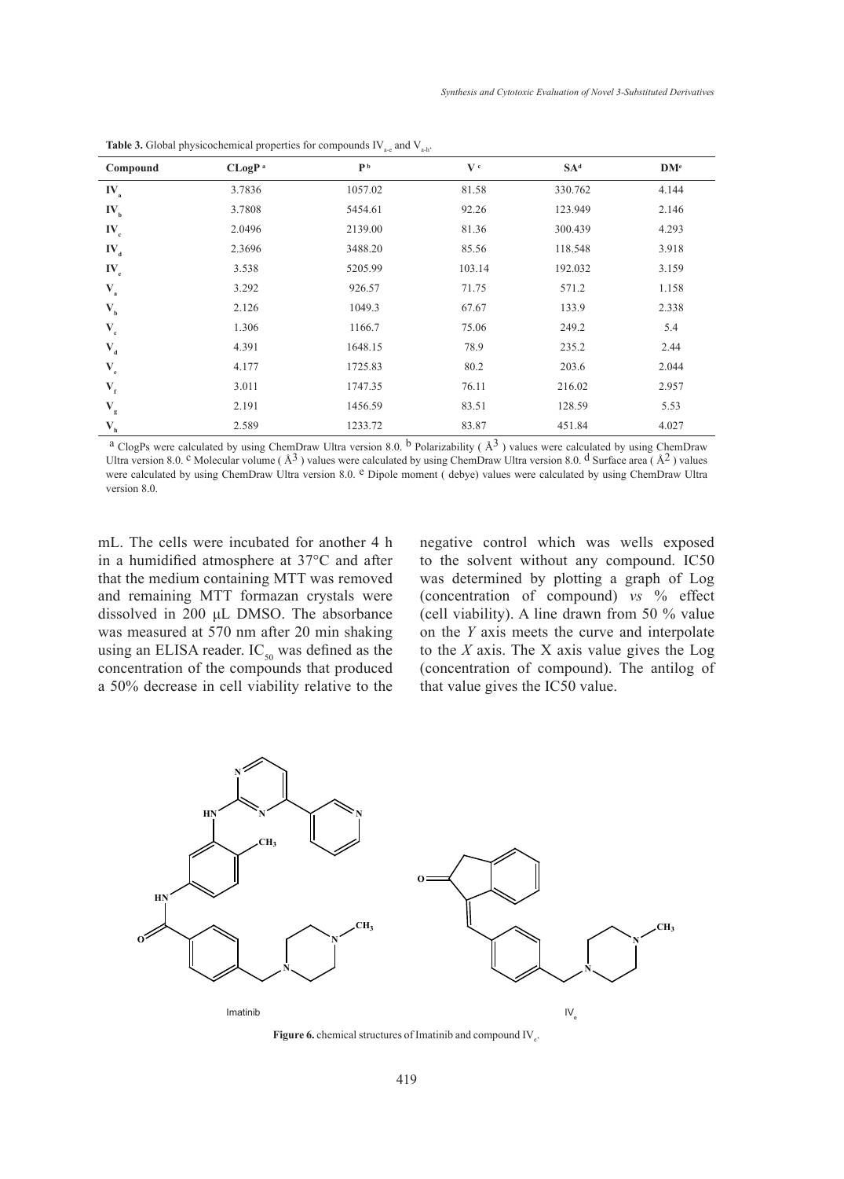**Table 3.** Global physicochemical properties for compounds $IV_{a-e}$ and $V_{a-h}$.

| Compound | CLogP [a] | P [b] | V [c] | SA[d] | DM[e] |
|---|---|---|---|---|---|
| $IV_a$ | 3.7836 | 1057.02 | 81.58 | 330.762 | 4.144 |
| $IV_b$ | 3.7808 | 5454.61 | 92.26 | 123.949 | 2.146 |
| $IV_c$ | 2.0496 | 2139.00 | 81.36 | 300.439 | 4.293 |
| $IV_d$ | 2.3696 | 3488.20 | 85.56 | 118.548 | 3.918 |
| $IV_e$ | 3.538 | 5205.99 | 103.14 | 192.032 | 3.159 |
| $V_a$ | 3.292 | 926.57 | 71.75 | 571.2 | 1.158 |
| $V_b$ | 2.126 | 1049.3 | 67.67 | 133.9 | 2.338 |
| $V_c$ | 1.306 | 1166.7 | 75.06 | 249.2 | 5.4 |
| $V_d$ | 4.391 | 1648.15 | 78.9 | 235.2 | 2.44 |
| $V_e$ | 4.177 | 1725.83 | 80.2 | 203.6 | 2.044 |
| $V_f$ | 3.011 | 1747.35 | 76.11 | 216.02 | 2.957 |
| $V_g$ | 2.191 | 1456.59 | 83.51 | 128.59 | 5.53 |
| $V_h$ | 2.589 | 1233.72 | 83.87 | 451.84 | 4.027 |

[a] ClogPs were calculated by using ChemDraw Ultra version 8.0. [b] Polarizability ( $Å^3$ ) values were calculated by using ChemDraw Ultra version 8.0. [c] Molecular volume ( $Å^3$ ) values were calculated by using ChemDraw Ultra version 8.0. [d] Surface area ( $Å^2$ ) values were calculated by using ChemDraw Ultra version 8.0. [e] Dipole moment ( debye) values were calculated by using ChemDraw Ultra version 8.0.

mL. The cells were incubated for another 4 h in a humidified atmosphere at 37°C and after that the medium containing MTT was removed and remaining MTT formazan crystals were dissolved in 200 µL DMSO. The absorbance was measured at 570 nm after 20 min shaking using an ELISA reader. $IC_{50}$ was defined as the concentration of the compounds that produced a 50% decrease in cell viability relative to the negative control which was wells exposed to the solvent without any compound. IC50 was determined by plotting a graph of Log (concentration of compound) *vs* % effect (cell viability). A line drawn from 50 % value on the *Y* axis meets the curve and interpolate to the *X* axis. The X axis value gives the Log (concentration of compound). The antilog of that value gives the IC50 value.

**Figure 6.** chemical structures of Imatinib and compound $IV_e$.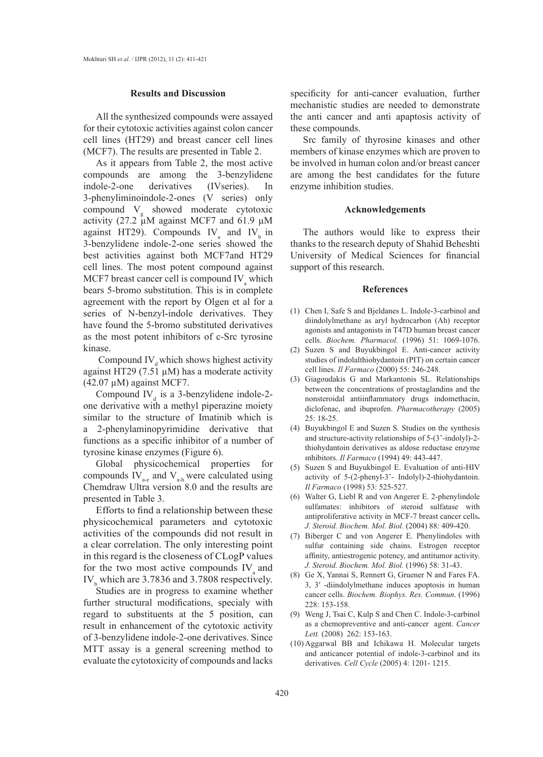## Results and Discussion

All the synthesized compounds were assayed for their cytotoxic activities against colon cancer cell lines (HT29) and breast cancer cell lines (MCF7). The results are presented in Table 2.

As it appears from Table 2, the most active compounds are among the 3-benzylidene indole-2-one derivatives (IVseries). In 3-phenyliminoindole-2-ones (V series) only compound $V_g$ showed moderate cytotoxic activity (27.2 µM against MCF7 and 61.9 µM against HT29). Compounds $IV_a$ and $IV_b$ in 3-benzylidene indole-2-one series showed the best activities against both MCF7and HT29 cell lines. The most potent compound against MCF7 breast cancer cell is compound $IV_a$ which bears 5-bromo substitution. This is in complete agreement with the report by Olgen et al for a series of N-benzyl-indole derivatives. They have found the 5-bromo substituted derivatives as the most potent inhibitors of c-Src tyrosine kinase.

Compound $IV_d$ which shows highest activity against HT29 (7.51 µM) has a moderate activity (42.07 µM) against MCF7.

Compound $IV_d$ is a 3-benzylidene indole-2-one derivative with a methyl piperazine moiety similar to the structure of Imatinib which is a 2-phenylaminopyrimidine derivative that functions as a specific inhibitor of a number of tyrosine kinase enzymes (Figure 6).

Global physicochemical properties for compounds $IV_{a-e}$ and $V_{a-h}$ were calculated using Chemdraw Ultra version 8.0 and the results are presented in Table 3.

Efforts to find a relationship between these physicochemical parameters and cytotoxic activities of the compounds did not result in a clear correlation. The only interesting point in this regard is the closeness of CLogP values for the two most active compounds $IV_a$ and $IV_b$ which are 3.7836 and 3.7808 respectively.

Studies are in progress to examine whether further structural modifications, specialy with regard to substituents at the 5 position, can result in enhancement of the cytotoxic activity of 3-benzylidene indole-2-one derivatives. Since MTT assay is a general screening method to evaluate the cytotoxicity of compounds and lacks specificity for anti-cancer evaluation, further mechanistic studies are needed to demonstrate the anti cancer and anti apaptosis activity of these compounds.

Src family of thyrosine kinases and other members of kinase enzymes which are proven to be involved in human colon and/or breast cancer are among the best candidates for the future enzyme inhibition studies.

## Acknowledgements

The authors would like to express their thanks to the research deputy of Shahid Beheshti University of Medical Sciences for financial support of this research.

## References

(1) Chen I, Safe S and Bjeldanes L. Indole-3-carbinol and diindolylmethane as aryl hydrocarbon (Ah) receptor agonists and antagonists in T47D human breast cancer cells. *Biochem. Pharmacol.* (1996) 51: 1069-1076.

(2) Suzen S and Buyukbingol E. Anti-cancer activity studies of indolalthiohydantoin (PIT) on certain cancer cell lines. *Il Farmaco* (2000) 55: 246-248.

(3) Giagoudakis G and Markantonis SL. Relationships between the concentrations of prostaglandins and the nonsteroidal antiinflammatory drugs indomethacin, diclofenac, and ibuprofen. *Pharmacotherapy* (2005) 25: 18-25.

(4) Buyukbingol E and Suzen S. Studies on the synthesis and structure-activity relationships of 5-(3'-indolyl)-2-thiohydantoin derivatives as aldose reductase enzyme ınhibitors. *Il Farmaco* (1994) 49: 443-447.

(5) Suzen S and Buyukbingol E. Evaluation of anti-HIV activity of 5-(2-phenyl-3'- Indolyl)-2-thiohydantoin. *Il Farmaco* (1998) 53: 525-527.

(6) Walter G, Liebl R and von Angerer E. 2-phenylindole sulfamates: inhibitors of steroid sulfatase with antiproliferative activity in MCF-7 breast cancer cells**.** *J. Steroid. Biochem. Mol. Biol.* (2004) 88: 409-420.

(7) Biberger C and von Angerer E. Phenylindoles with sulfur containing side chains. Estrogen receptor affinity, antiestrogenic potency, and antitumor activity. *J. Steroid. Biochem. Mol. Biol.* (1996) 58: 31-43.

(8) Ge X, Yannai S, Rennert G, Gruener N and Fares FA. 3, 3′ -diindolylmethane induces apoptosis in human cancer cells. *Biochem. Biophys. Res. Commun*. (1996) 228: 153-158.

(9) Weng J, Tsai C, Kulp S and Chen C. Indole-3-carbinol as a chemopreventive and anti-cancer agent. *Cancer Lett.* (2008) 262: 153-163.

(10) Aggarwal BB and Ichikawa H. Molecular targets and anticancer potential of indole-3-carbinol and its derivatives. *Cell Cycle* (2005) 4: 1201- 1215.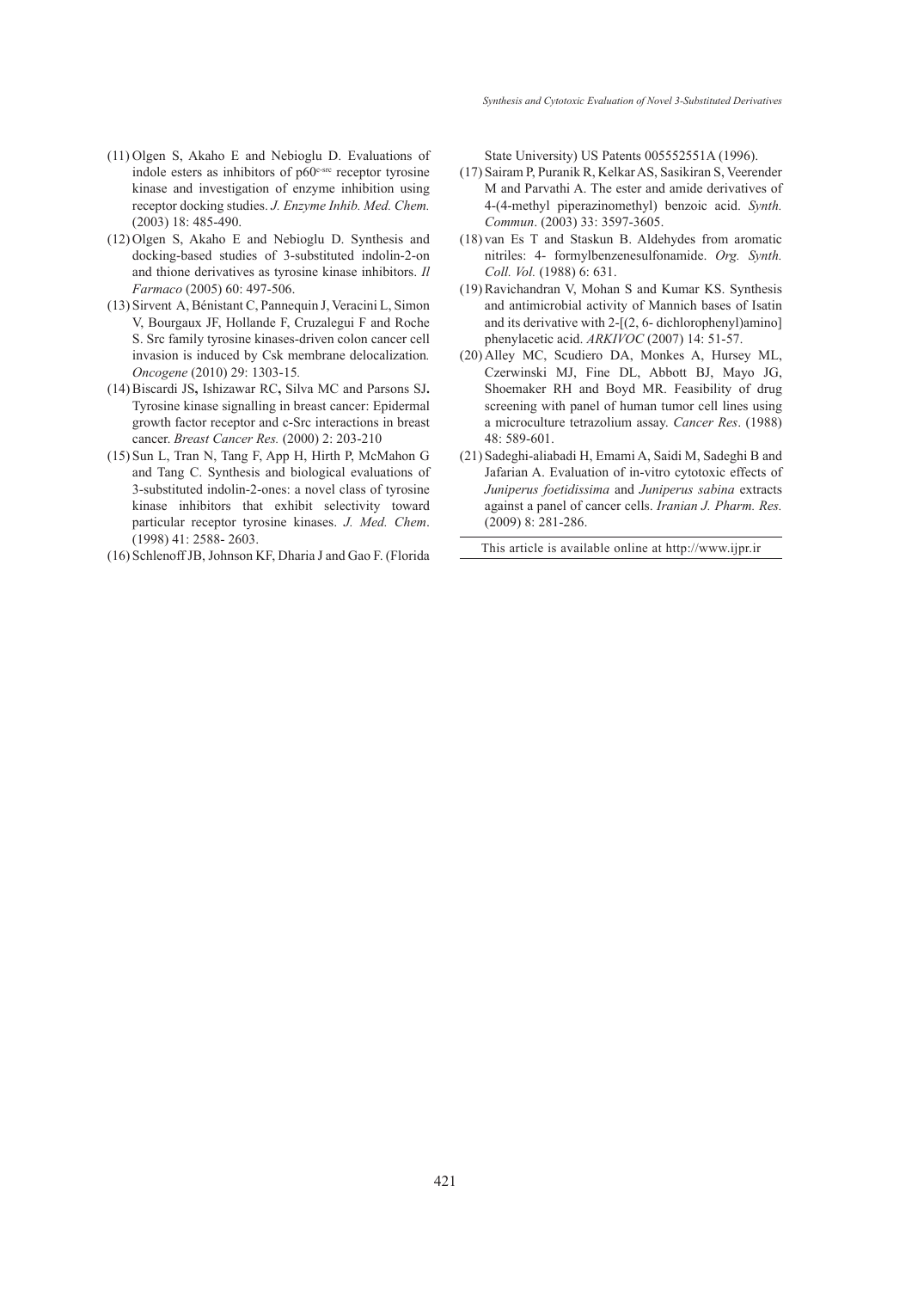(11) Olgen S, Akaho E and Nebioglu D. Evaluations of indole esters as inhibitors of p60[c-src] receptor tyrosine kinase and investigation of enzyme inhibition using receptor docking studies. *J. Enzyme Inhib. Med. Chem.* (2003) 18: 485-490.

(12) Olgen S, Akaho E and Nebioglu D. Synthesis and docking-based studies of 3-substituted indolin-2-on and thione derivatives as tyrosine kinase inhibitors. *Il Farmaco* (2005) 60: 497-506.

(13) Sirvent A, Bénistant C, Pannequin J, Veracini L, Simon V, Bourgaux JF, Hollande F, Cruzalegui F and Roche S. Src family tyrosine kinases-driven colon cancer cell invasion is induced by Csk membrane delocalization. *Oncogene* (2010) 29: 1303-15.

(14) Biscardi JS**,** Ishizawar RC**,** Silva MC and Parsons SJ**.** Tyrosine kinase signalling in breast cancer: Epidermal growth factor receptor and c-Src interactions in breast cancer. *Breast Cancer Res.* (2000) 2: 203-210

(15) Sun L, Tran N, Tang F, App H, Hirth P, McMahon G and Tang C. Synthesis and biological evaluations of 3-substituted indolin-2-ones: a novel class of tyrosine kinase inhibitors that exhibit selectivity toward particular receptor tyrosine kinases. *J. Med. Chem*. (1998) 41: 2588- 2603.

(16) Schlenoff JB, Johnson KF, Dharia J and Gao F. (Florida State University) US Patents 005552551A (1996).

(17) Sairam P, Puranik R, Kelkar AS, Sasikiran S, Veerender M and Parvathi A. The ester and amide derivatives of 4-(4-methyl piperazinomethyl) benzoic acid. *Synth. Commun*. (2003) 33: 3597-3605.

(18) van Es T and Staskun B. Aldehydes from aromatic nitriles: 4- formylbenzenesulfonamide. *Org. Synth. Coll. Vol.* (1988) 6: 631.

(19) Ravichandran V, Mohan S and Kumar KS. Synthesis and antimicrobial activity of Mannich bases of Isatin and its derivative with 2-[(2, 6- dichlorophenyl)amino] phenylacetic acid. *ARKIVOC* (2007) 14: 51-57.

(20) Alley MC, Scudiero DA, Monkes A, Hursey ML, Czerwinski MJ, Fine DL, Abbott BJ, Mayo JG, Shoemaker RH and Boyd MR. Feasibility of drug screening with panel of human tumor cell lines using a microculture tetrazolium assay. *Cancer Res*. (1988) 48: 589-601.

(21) Sadeghi-aliabadi H, Emami A, Saidi M, Sadeghi B and Jafarian A. Evaluation of in-vitro cytotoxic effects of *Juniperus foetidissima* and *Juniperus sabina* extracts against a panel of cancer cells. *Iranian J. Pharm. Res.* (2009) 8: 281-286.

This article is available online at http://www.ijpr.ir